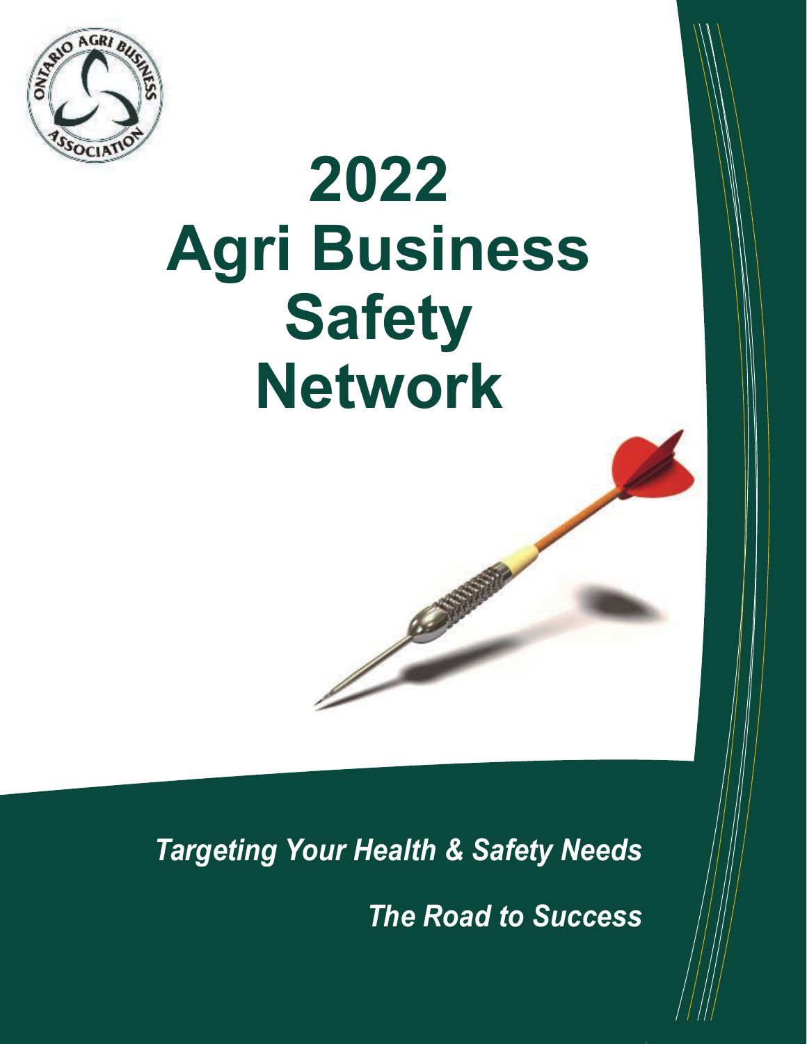# 2022 Agri Business Safety Network

***Targeting Your Health & Safety Needs***

***The Road to Success***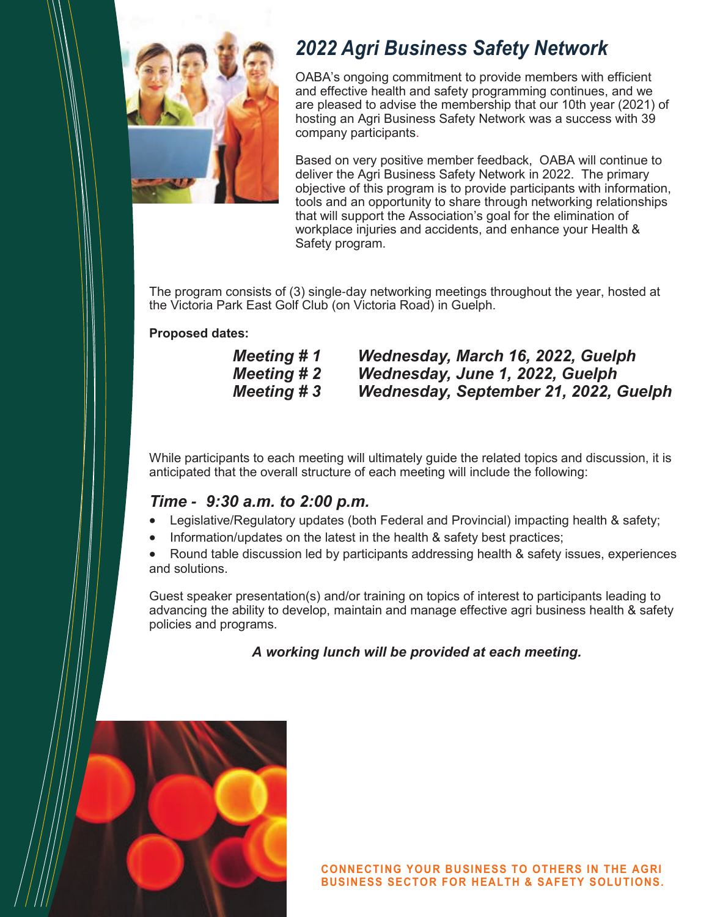# *2022 Agri Business Safety Network*

OABA's ongoing commitment to provide members with efficient and effective health and safety programming continues, and we are pleased to advise the membership that our 10th year (2021) of hosting an Agri Business Safety Network was a success with 39 company participants.

Based on very positive member feedback, OABA will continue to deliver the Agri Business Safety Network in 2022. The primary objective of this program is to provide participants with information, tools and an opportunity to share through networking relationships that will support the Association's goal for the elimination of workplace injuries and accidents, and enhance your Health & Safety program.

The program consists of (3) single-day networking meetings throughout the year, hosted at the Victoria Park East Golf Club (on Victoria Road) in Guelph.

**Proposed dates:**

***Meeting # 1*** ***Wednesday, March 16, 2022, Guelph***
***Meeting # 2*** ***Wednesday, June 1, 2022, Guelph***
***Meeting # 3*** ***Wednesday, September 21, 2022, Guelph***

While participants to each meeting will ultimately guide the related topics and discussion, it is anticipated that the overall structure of each meeting will include the following:

## *Time - 9:30 a.m. to 2:00 p.m.*

- Legislative/Regulatory updates (both Federal and Provincial) impacting health & safety;
- Information/updates on the latest in the health & safety best practices;
- Round table discussion led by participants addressing health & safety issues, experiences and solutions.

Guest speaker presentation(s) and/or training on topics of interest to participants leading to advancing the ability to develop, maintain and manage effective agri business health & safety policies and programs.

***A working lunch will be provided at each meeting.***

**CONNECTING YOUR BUSINESS TO OTHERS IN THE AGRI BUSINESS SECTOR FOR HEALTH & SAFETY SOLUTIONS.**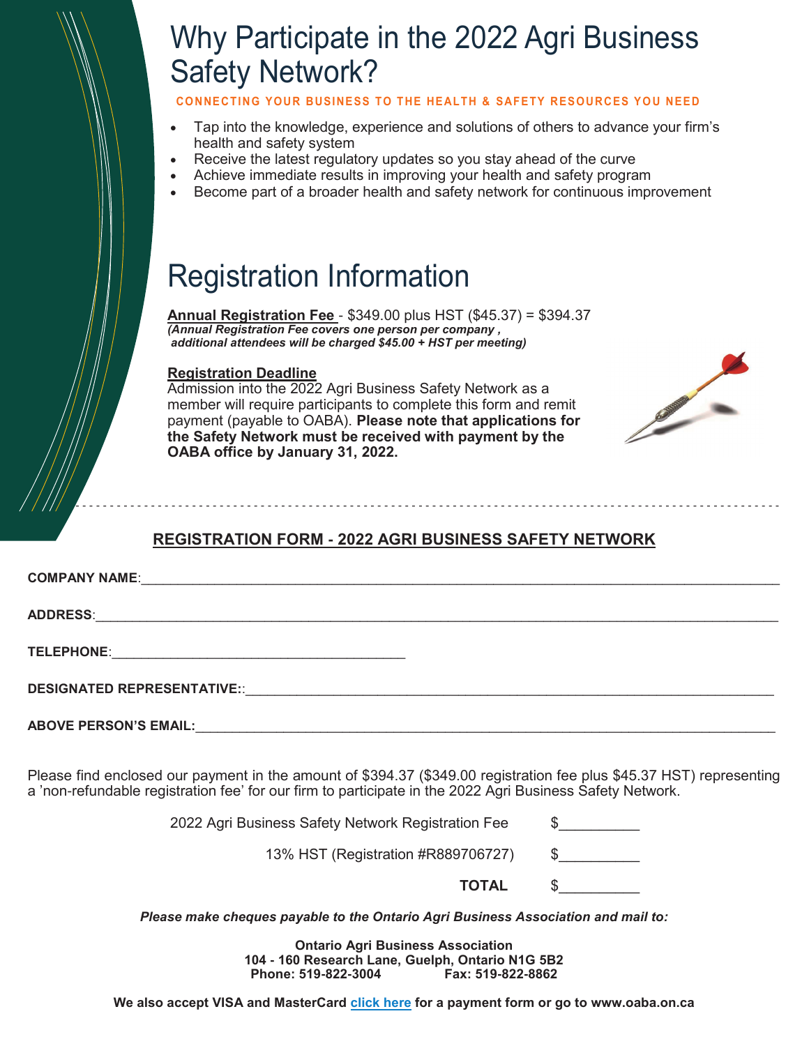# Why Participate in the 2022 Agri Business Safety Network?

**CONNECTING YOUR BUSINESS TO THE HEALTH & SAFETY RESOURCES YOU NEED**

- Tap into the knowledge, experience and solutions of others to advance your firm's health and safety system
- Receive the latest regulatory updates so you stay ahead of the curve
- Achieve immediate results in improving your health and safety program
- Become part of a broader health and safety network for continuous improvement

# Registration Information

**Annual Registration Fee** - $349.00 plus HST ($45.37) = $394.37
***(Annual Registration Fee covers one person per company , additional attendees will be charged $45.00 + HST per meeting)***

**Registration Deadline**
Admission into the 2022 Agri Business Safety Network as a member will require participants to complete this form and remit payment (payable to OABA). **Please note that applications for the Safety Network must be received with payment by the OABA office by January 31, 2022.**

## REGISTRATION FORM - 2022 AGRI BUSINESS SAFETY NETWORK

**COMPANY NAME**:\_\_\_\_\_\_\_\_\_\_\_\_\_\_\_\_\_\_\_\_\_\_\_\_\_\_\_\_\_\_\_\_\_\_\_\_\_\_\_\_

**ADDRESS**:\_\_\_\_\_\_\_\_\_\_\_\_\_\_\_\_\_\_\_\_\_\_\_\_\_\_\_\_\_\_\_\_\_\_\_\_\_\_\_\_

**TELEPHONE**:\_\_\_\_\_\_\_\_\_\_\_\_\_\_\_\_\_\_\_\_\_\_\_\_

**DESIGNATED REPRESENTATIVE:**:\_\_\_\_\_\_\_\_\_\_\_\_\_\_\_\_\_\_\_\_\_\_\_\_\_\_\_\_\_\_\_\_\_\_\_\_

**ABOVE PERSON'S EMAIL:**\_\_\_\_\_\_\_\_\_\_\_\_\_\_\_\_\_\_\_\_\_\_\_\_\_\_\_\_\_\_\_\_\_\_\_\_

Please find enclosed our payment in the amount of $394.37 ($349.00 registration fee plus $45.37 HST) representing a 'non-refundable registration fee' for our firm to participate in the 2022 Agri Business Safety Network.

| | |
|---|---|
| 2022 Agri Business Safety Network Registration Fee | $\_\_\_\_\_\_\_\_\_\_ |
| 13% HST (Registration #R889706727) | $\_\_\_\_\_\_\_\_\_\_ |
| **TOTAL** | $\_\_\_\_\_\_\_\_\_\_ |

***Please make cheques payable to the Ontario Agri Business Association and mail to:***

**Ontario Agri Business Association**
**104 - 160 Research Lane, Guelph, Ontario N1G 5B2**
**Phone: 519-822-3004 Fax: 519-822-8862**

**We also accept VISA and MasterCard click here for a payment form or go to www.oaba.on.ca**